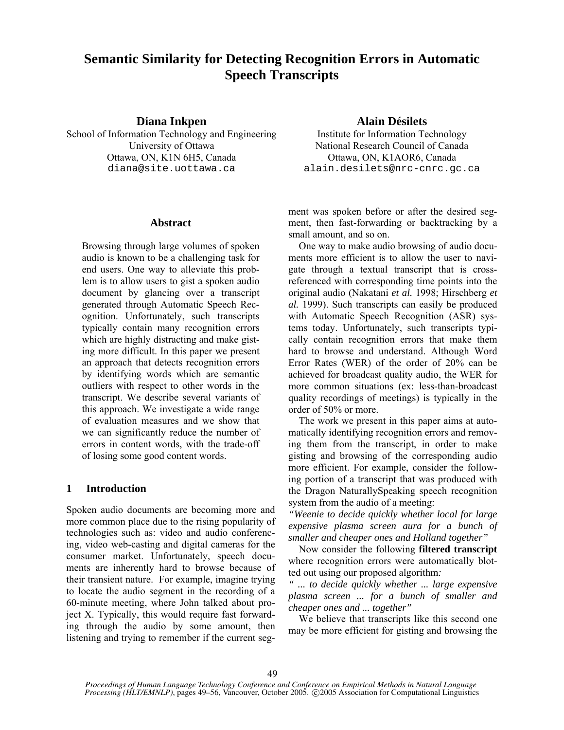# Semantic Similarity for Detecting Recognition Errors in Automatic Speech Transcripts

**Diana Inkpen**
School of Information Technology and Engineering
University of Ottawa
Ottawa, ON, K1N 6H5, Canada
diana@site.uottawa.ca

**Alain Désilets**
Institute for Information Technology
National Research Council of Canada
Ottawa, ON, K1AOR6, Canada
alain.desilets@nrc-cnrc.gc.ca

## Abstract

Browsing through large volumes of spoken audio is known to be a challenging task for end users. One way to alleviate this problem is to allow users to gist a spoken audio document by glancing over a transcript generated through Automatic Speech Recognition. Unfortunately, such transcripts typically contain many recognition errors which are highly distracting and make gisting more difficult. In this paper we present an approach that detects recognition errors by identifying words which are semantic outliers with respect to other words in the transcript. We describe several variants of this approach. We investigate a wide range of evaluation measures and we show that we can significantly reduce the number of errors in content words, with the trade-off of losing some good content words.

## 1 Introduction

Spoken audio documents are becoming more and more common place due to the rising popularity of technologies such as: video and audio conferencing, video web-casting and digital cameras for the consumer market. Unfortunately, speech documents are inherently hard to browse because of their transient nature. For example, imagine trying to locate the audio segment in the recording of a 60-minute meeting, where John talked about project X. Typically, this would require fast forwarding through the audio by some amount, then listening and trying to remember if the current segment was spoken before or after the desired segment, then fast-forwarding or backtracking by a small amount, and so on.

One way to make audio browsing of audio documents more efficient is to allow the user to navigate through a textual transcript that is cross-referenced with corresponding time points into the original audio (Nakatani *et al.* 1998; Hirschberg *et al.* 1999). Such transcripts can easily be produced with Automatic Speech Recognition (ASR) systems today. Unfortunately, such transcripts typically contain recognition errors that make them hard to browse and understand. Although Word Error Rates (WER) of the order of 20% can be achieved for broadcast quality audio, the WER for more common situations (ex: less-than-broadcast quality recordings of meetings) is typically in the order of 50% or more.

The work we present in this paper aims at automatically identifying recognition errors and removing them from the transcript, in order to make gisting and browsing of the corresponding audio more efficient. For example, consider the following portion of a transcript that was produced with the Dragon NaturallySpeaking speech recognition system from the audio of a meeting:

*"Weenie to decide quickly whether local for large expensive plasma screen aura for a bunch of smaller and cheaper ones and Holland together"*

Now consider the following **filtered transcript** where recognition errors were automatically blotted out using our proposed algorithm*:*

*" ... to decide quickly whether ... large expensive plasma screen ... for a bunch of smaller and cheaper ones and ... together"*

We believe that transcripts like this second one may be more efficient for gisting and browsing the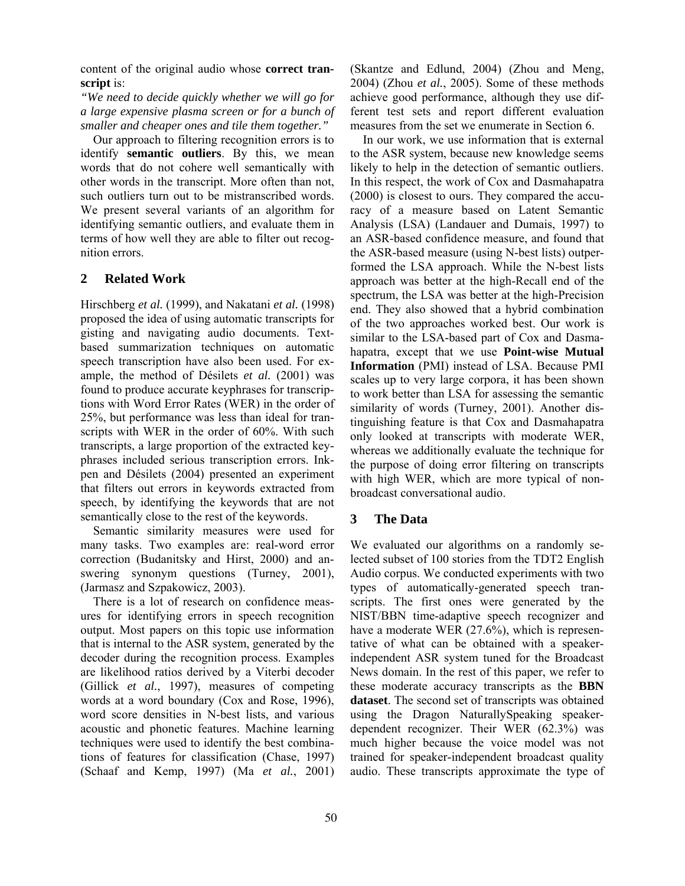content of the original audio whose **correct transcript** is:

*"We need to decide quickly whether we will go for a large expensive plasma screen or for a bunch of smaller and cheaper ones and tile them together."*

Our approach to filtering recognition errors is to identify **semantic outliers**. By this, we mean words that do not cohere well semantically with other words in the transcript. More often than not, such outliers turn out to be mistranscribed words. We present several variants of an algorithm for identifying semantic outliers, and evaluate them in terms of how well they are able to filter out recognition errors.

## 2 Related Work

Hirschberg *et al.* (1999), and Nakatani *et al.* (1998) proposed the idea of using automatic transcripts for gisting and navigating audio documents. Text-based summarization techniques on automatic speech transcription have also been used. For example, the method of Désilets *et al.* (2001) was found to produce accurate keyphrases for transcriptions with Word Error Rates (WER) in the order of 25%, but performance was less than ideal for transcripts with WER in the order of 60%. With such transcripts, a large proportion of the extracted keyphrases included serious transcription errors. Inkpen and Désilets (2004) presented an experiment that filters out errors in keywords extracted from speech, by identifying the keywords that are not semantically close to the rest of the keywords.

Semantic similarity measures were used for many tasks. Two examples are: real-word error correction (Budanitsky and Hirst, 2000) and answering synonym questions (Turney, 2001), (Jarmasz and Szpakowicz, 2003).

There is a lot of research on confidence measures for identifying errors in speech recognition output. Most papers on this topic use information that is internal to the ASR system, generated by the decoder during the recognition process. Examples are likelihood ratios derived by a Viterbi decoder (Gillick *et al.*, 1997), measures of competing words at a word boundary (Cox and Rose, 1996), word score densities in N-best lists, and various acoustic and phonetic features. Machine learning techniques were used to identify the best combinations of features for classification (Chase, 1997) (Schaaf and Kemp, 1997) (Ma *et al.*, 2001) (Skantze and Edlund, 2004) (Zhou and Meng, 2004) (Zhou *et al.*, 2005). Some of these methods achieve good performance, although they use different test sets and report different evaluation measures from the set we enumerate in Section 6.

In our work, we use information that is external to the ASR system, because new knowledge seems likely to help in the detection of semantic outliers. In this respect, the work of Cox and Dasmahapatra (2000) is closest to ours. They compared the accuracy of a measure based on Latent Semantic Analysis (LSA) (Landauer and Dumais, 1997) to an ASR-based confidence measure, and found that the ASR-based measure (using N-best lists) outperformed the LSA approach. While the N-best lists approach was better at the high-Recall end of the spectrum, the LSA was better at the high-Precision end. They also showed that a hybrid combination of the two approaches worked best. Our work is similar to the LSA-based part of Cox and Dasmahapatra, except that we use **Point-wise Mutual Information** (PMI) instead of LSA. Because PMI scales up to very large corpora, it has been shown to work better than LSA for assessing the semantic similarity of words (Turney, 2001). Another distinguishing feature is that Cox and Dasmahapatra only looked at transcripts with moderate WER, whereas we additionally evaluate the technique for the purpose of doing error filtering on transcripts with high WER, which are more typical of non-broadcast conversational audio.

## 3 The Data

We evaluated our algorithms on a randomly selected subset of 100 stories from the TDT2 English Audio corpus. We conducted experiments with two types of automatically-generated speech transcripts. The first ones were generated by the NIST/BBN time-adaptive speech recognizer and have a moderate WER (27.6%), which is representative of what can be obtained with a speaker-independent ASR system tuned for the Broadcast News domain. In the rest of this paper, we refer to these moderate accuracy transcripts as the **BBN dataset**. The second set of transcripts was obtained using the Dragon NaturallySpeaking speaker-dependent recognizer. Their WER (62.3%) was much higher because the voice model was not trained for speaker-independent broadcast quality audio. These transcripts approximate the type of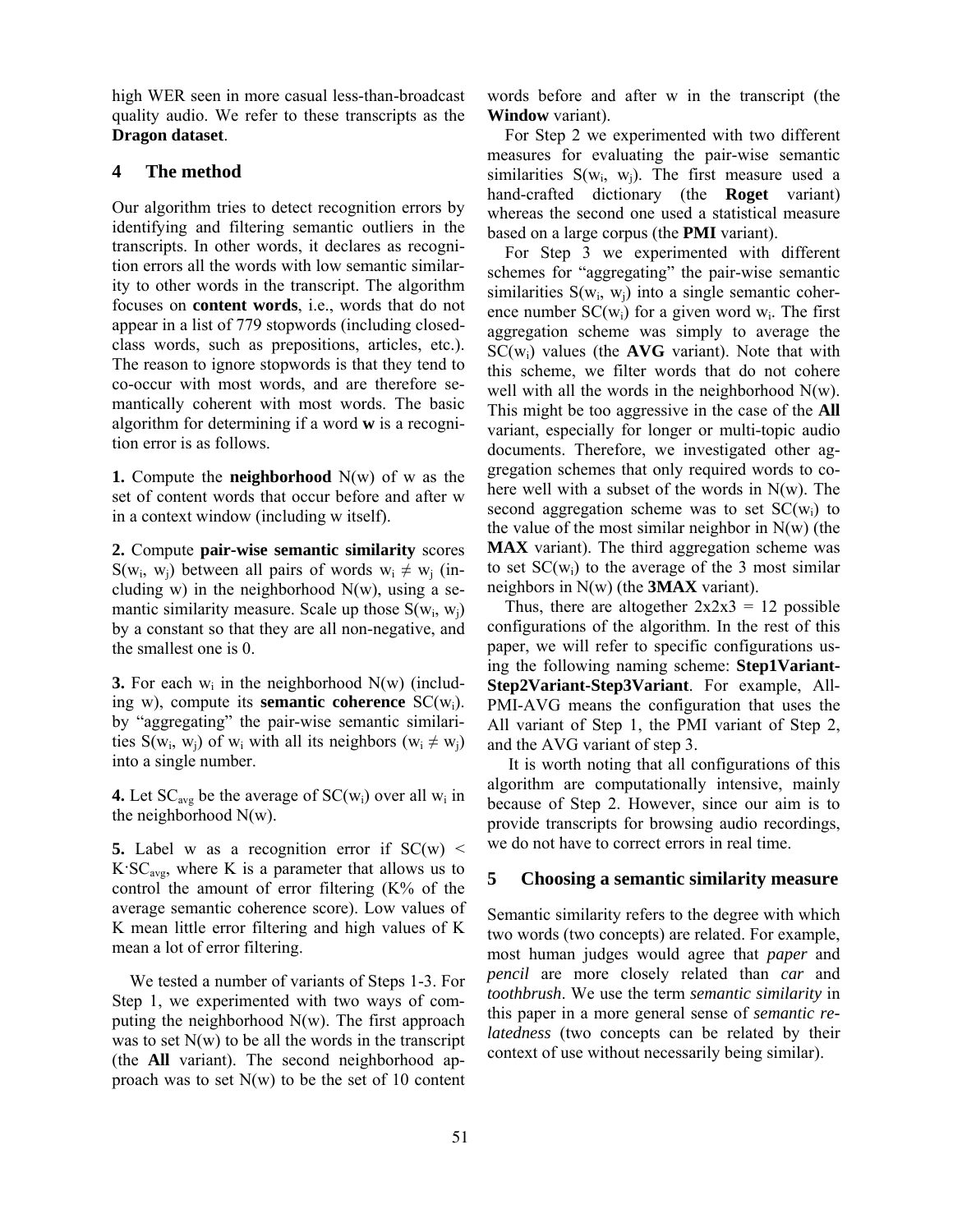high WER seen in more casual less-than-broadcast quality audio. We refer to these transcripts as the **Dragon dataset**.

## 4 The method

Our algorithm tries to detect recognition errors by identifying and filtering semantic outliers in the transcripts. In other words, it declares as recognition errors all the words with low semantic similarity to other words in the transcript. The algorithm focuses on **content words**, i.e., words that do not appear in a list of 779 stopwords (including closed-class words, such as prepositions, articles, etc.). The reason to ignore stopwords is that they tend to co-occur with most words, and are therefore semantically coherent with most words. The basic algorithm for determining if a word **w** is a recognition error is as follows.

**1.** Compute the **neighborhood** N(w) of w as the set of content words that occur before and after w in a context window (including w itself).

**2.** Compute **pair-wise semantic similarity** scores $S(w_i, w_j)$ between all pairs of words $w_i \neq w_j$ (including w) in the neighborhood N(w), using a semantic similarity measure. Scale up those $S(w_i, w_j)$ by a constant so that they are all non-negative, and the smallest one is 0.

**3.** For each $w_i$ in the neighborhood N(w) (including w), compute its **semantic coherence** $SC(w_i)$. by "aggregating" the pair-wise semantic similarities $S(w_i, w_j)$ of $w_i$ with all its neighbors ($w_i \neq w_j$) into a single number.

**4.** Let $SC_{avg}$ be the average of $SC(w_i)$ over all $w_i$ in the neighborhood N(w).

**5.** Label w as a recognition error if $SC(w) < K \cdot SC_{avg}$, where K is a parameter that allows us to control the amount of error filtering (K% of the average semantic coherence score). Low values of K mean little error filtering and high values of K mean a lot of error filtering.

We tested a number of variants of Steps 1-3. For Step 1, we experimented with two ways of computing the neighborhood N(w). The first approach was to set N(w) to be all the words in the transcript (the **All** variant). The second neighborhood approach was to set N(w) to be the set of 10 content words before and after w in the transcript (the **Window** variant).

For Step 2 we experimented with two different measures for evaluating the pair-wise semantic similarities $S(w_i, w_j)$. The first measure used a hand-crafted dictionary (the **Roget** variant) whereas the second one used a statistical measure based on a large corpus (the **PMI** variant).

For Step 3 we experimented with different schemes for "aggregating" the pair-wise semantic similarities $S(w_i, w_j)$ into a single semantic coherence number $SC(w_i)$ for a given word $w_i$. The first aggregation scheme was simply to average the $SC(w_i)$ values (the **AVG** variant). Note that with this scheme, we filter words that do not cohere well with all the words in the neighborhood N(w). This might be too aggressive in the case of the **All** variant, especially for longer or multi-topic audio documents. Therefore, we investigated other aggregation schemes that only required words to cohere well with a subset of the words in N(w). The second aggregation scheme was to set $SC(w_i)$ to the value of the most similar neighbor in N(w) (the **MAX** variant). The third aggregation scheme was to set $SC(w_i)$ to the average of the 3 most similar neighbors in N(w) (the **3MAX** variant).

Thus, there are altogether 2x2x3 = 12 possible configurations of the algorithm. In the rest of this paper, we will refer to specific configurations using the following naming scheme: **Step1Variant-Step2Variant-Step3Variant**. For example, All-PMI-AVG means the configuration that uses the All variant of Step 1, the PMI variant of Step 2, and the AVG variant of step 3.

It is worth noting that all configurations of this algorithm are computationally intensive, mainly because of Step 2. However, since our aim is to provide transcripts for browsing audio recordings, we do not have to correct errors in real time.

## 5 Choosing a semantic similarity measure

Semantic similarity refers to the degree with which two words (two concepts) are related. For example, most human judges would agree that *paper* and *pencil* are more closely related than *car* and *toothbrush*. We use the term *semantic similarity* in this paper in a more general sense of *semantic relatedness* (two concepts can be related by their context of use without necessarily being similar).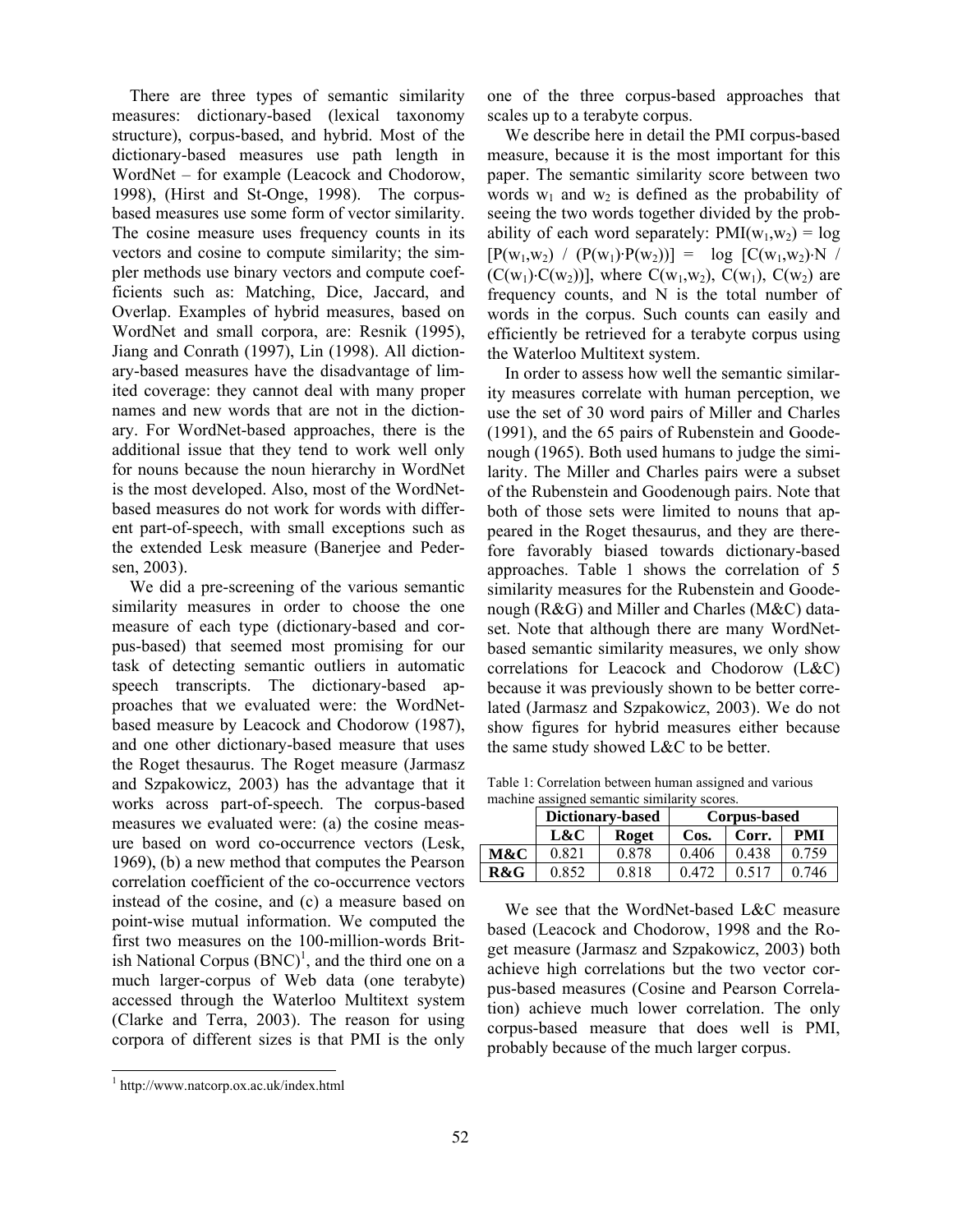There are three types of semantic similarity measures: dictionary-based (lexical taxonomy structure), corpus-based, and hybrid. Most of the dictionary-based measures use path length in WordNet – for example (Leacock and Chodorow, 1998), (Hirst and St-Onge, 1998). The corpus-based measures use some form of vector similarity. The cosine measure uses frequency counts in its vectors and cosine to compute similarity; the simpler methods use binary vectors and compute coefficients such as: Matching, Dice, Jaccard, and Overlap. Examples of hybrid measures, based on WordNet and small corpora, are: Resnik (1995), Jiang and Conrath (1997), Lin (1998). All dictionary-based measures have the disadvantage of limited coverage: they cannot deal with many proper names and new words that are not in the dictionary. For WordNet-based approaches, there is the additional issue that they tend to work well only for nouns because the noun hierarchy in WordNet is the most developed. Also, most of the WordNet-based measures do not work for words with different part-of-speech, with small exceptions such as the extended Lesk measure (Banerjee and Pedersen, 2003).

We did a pre-screening of the various semantic similarity measures in order to choose the one measure of each type (dictionary-based and corpus-based) that seemed most promising for our task of detecting semantic outliers in automatic speech transcripts. The dictionary-based approaches that we evaluated were: the WordNet-based measure by Leacock and Chodorow (1987), and one other dictionary-based measure that uses the Roget thesaurus. The Roget measure (Jarmasz and Szpakowicz, 2003) has the advantage that it works across part-of-speech. The corpus-based measures we evaluated were: (a) the cosine measure based on word co-occurrence vectors (Lesk, 1969), (b) a new method that computes the Pearson correlation coefficient of the co-occurrence vectors instead of the cosine, and (c) a measure based on point-wise mutual information. We computed the first two measures on the 100-million-words British National Corpus (BNC)[1], and the third one on a much larger-corpus of Web data (one terabyte) accessed through the Waterloo Multitext system (Clarke and Terra, 2003). The reason for using corpora of different sizes is that PMI is the only one of the three corpus-based approaches that scales up to a terabyte corpus.

We describe here in detail the PMI corpus-based measure, because it is the most important for this paper. The semantic similarity score between two words $w_1$ and $w_2$ is defined as the probability of seeing the two words together divided by the probability of each word separately: $PMI(w_1,w_2) = \log [P(w_1,w_2) / (P(w_1) \cdot P(w_2))] = \log [C(w_1,w_2) \cdot N / (C(w_1) \cdot C(w_2))]$, where $C(w_1,w_2)$, $C(w_1)$, $C(w_2)$ are frequency counts, and N is the total number of words in the corpus. Such counts can easily and efficiently be retrieved for a terabyte corpus using the Waterloo Multitext system.

In order to assess how well the semantic similarity measures correlate with human perception, we use the set of 30 word pairs of Miller and Charles (1991), and the 65 pairs of Rubenstein and Goodenough (1965). Both used humans to judge the similarity. The Miller and Charles pairs were a subset of the Rubenstein and Goodenough pairs. Note that both of those sets were limited to nouns that appeared in the Roget thesaurus, and they are therefore favorably biased towards dictionary-based approaches. Table 1 shows the correlation of 5 similarity measures for the Rubenstein and Goodenough (R&G) and Miller and Charles (M&C) dataset. Note that although there are many WordNet-based semantic similarity measures, we only show correlations for Leacock and Chodorow (L&C) because it was previously shown to be better correlated (Jarmasz and Szpakowicz, 2003). We do not show figures for hybrid measures either because the same study showed L&C to be better.

Table 1: Correlation between human assigned and various machine assigned semantic similarity scores.

| | Dictionary-based | | Corpus-based | | |
|---|---|---|---|---|---|
| | **L&C** | **Roget** | **Cos.** | **Corr.** | **PMI** |
| **M&C** | 0.821 | 0.878 | 0.406 | 0.438 | 0.759 |
| **R&G** | 0.852 | 0.818 | 0.472 | 0.517 | 0.746 |

We see that the WordNet-based L&C measure based (Leacock and Chodorow, 1998 and the Roget measure (Jarmasz and Szpakowicz, 2003) both achieve high correlations but the two vector corpus-based measures (Cosine and Pearson Correlation) achieve much lower correlation. The only corpus-based measure that does well is PMI, probably because of the much larger corpus.

[1] http://www.natcorp.ox.ac.uk/index.html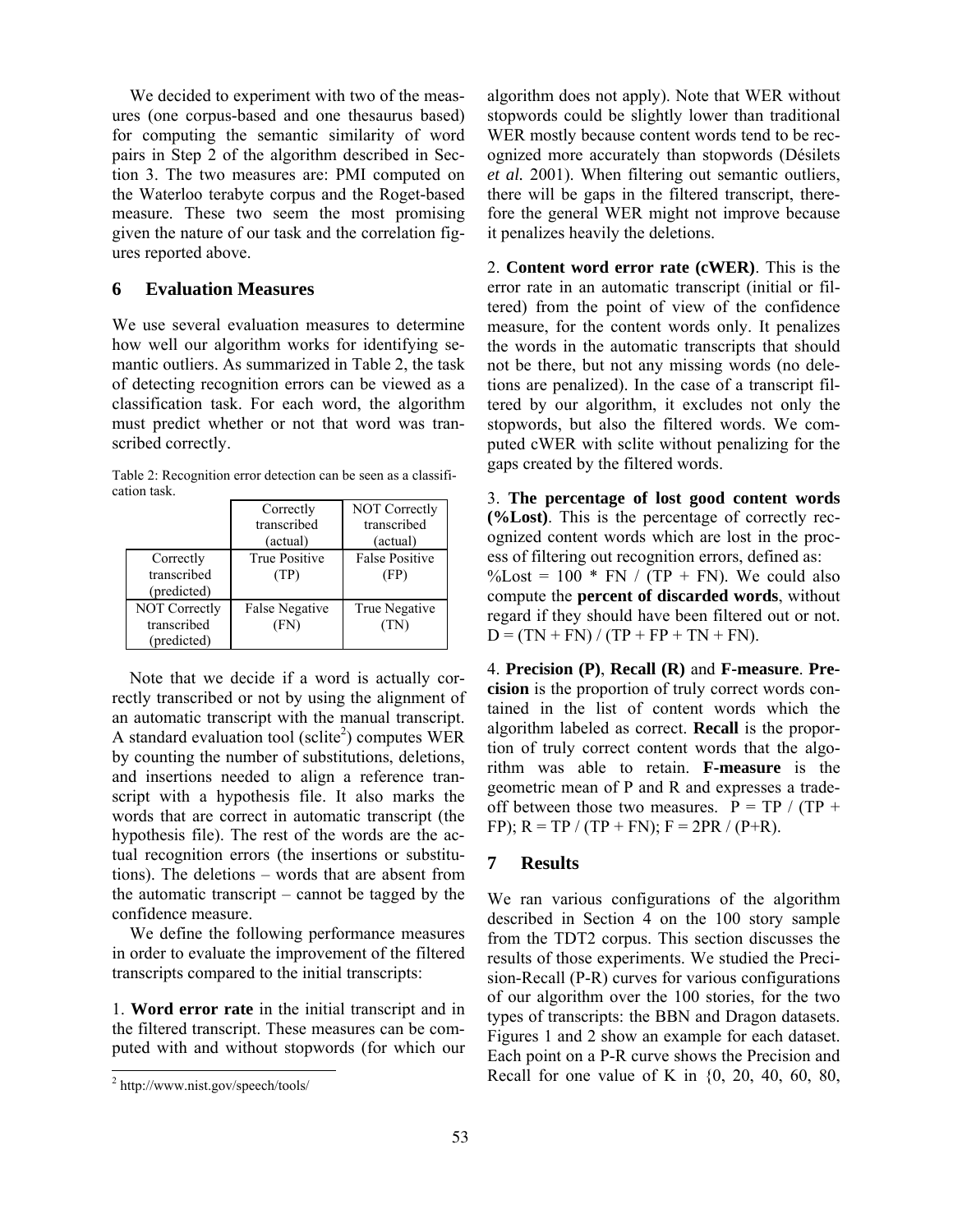We decided to experiment with two of the measures (one corpus-based and one thesaurus based) for computing the semantic similarity of word pairs in Step 2 of the algorithm described in Section 3. The two measures are: PMI computed on the Waterloo terabyte corpus and the Roget-based measure. These two seem the most promising given the nature of our task and the correlation figures reported above.

## 6 Evaluation Measures

We use several evaluation measures to determine how well our algorithm works for identifying semantic outliers. As summarized in Table 2, the task of detecting recognition errors can be viewed as a classification task. For each word, the algorithm must predict whether or not that word was transcribed correctly.

Table 2: Recognition error detection can be seen as a classification task.

| | Correctly transcribed (actual) | NOT Correctly transcribed (actual) |
|---|---|---|
| Correctly transcribed (predicted) | True Positive (TP) | False Positive (FP) |
| NOT Correctly transcribed (predicted) | False Negative (FN) | True Negative (TN) |

Note that we decide if a word is actually correctly transcribed or not by using the alignment of an automatic transcript with the manual transcript. A standard evaluation tool (sclite[2]) computes WER by counting the number of substitutions, deletions, and insertions needed to align a reference transcript with a hypothesis file. It also marks the words that are correct in automatic transcript (the hypothesis file). The rest of the words are the actual recognition errors (the insertions or substitutions). The deletions – words that are absent from the automatic transcript – cannot be tagged by the confidence measure.

We define the following performance measures in order to evaluate the improvement of the filtered transcripts compared to the initial transcripts:

1. **Word error rate** in the initial transcript and in the filtered transcript. These measures can be computed with and without stopwords (for which our algorithm does not apply). Note that WER without stopwords could be slightly lower than traditional WER mostly because content words tend to be recognized more accurately than stopwords (Désilets *et al.* 2001). When filtering out semantic outliers, there will be gaps in the filtered transcript, therefore the general WER might not improve because it penalizes heavily the deletions.

2. **Content word error rate (cWER)**. This is the error rate in an automatic transcript (initial or filtered) from the point of view of the confidence measure, for the content words only. It penalizes the words in the automatic transcripts that should not be there, but not any missing words (no deletions are penalized). In the case of a transcript filtered by our algorithm, it excludes not only the stopwords, but also the filtered words. We computed cWER with sclite without penalizing for the gaps created by the filtered words.

3. **The percentage of lost good content words (%Lost)**. This is the percentage of correctly recognized content words which are lost in the process of filtering out recognition errors, defined as: $\%Lost = 100 * FN / (TP + FN)$. We could also compute the **percent of discarded words**, without regard if they should have been filtered out or not. $D = (TN + FN) / (TP + FP + TN + FN)$.

4. **Precision (P)**, **Recall (R)** and **F-measure**. **Precision** is the proportion of truly correct words contained in the list of content words which the algorithm labeled as correct. **Recall** is the proportion of truly correct content words that the algorithm was able to retain. **F-measure** is the geometric mean of P and R and expresses a trade-off between those two measures. $P = TP / (TP + FP)$; $R = TP / (TP + FN)$; $F = 2PR / (P+R)$.

## 7 Results

We ran various configurations of the algorithm described in Section 4 on the 100 story sample from the TDT2 corpus. This section discusses the results of those experiments. We studied the Precision-Recall (P-R) curves for various configurations of our algorithm over the 100 stories, for the two types of transcripts: the BBN and Dragon datasets. Figures 1 and 2 show an example for each dataset. Each point on a P-R curve shows the Precision and Recall for one value of K in {0, 20, 40, 60, 80,

[2] http://www.nist.gov/speech/tools/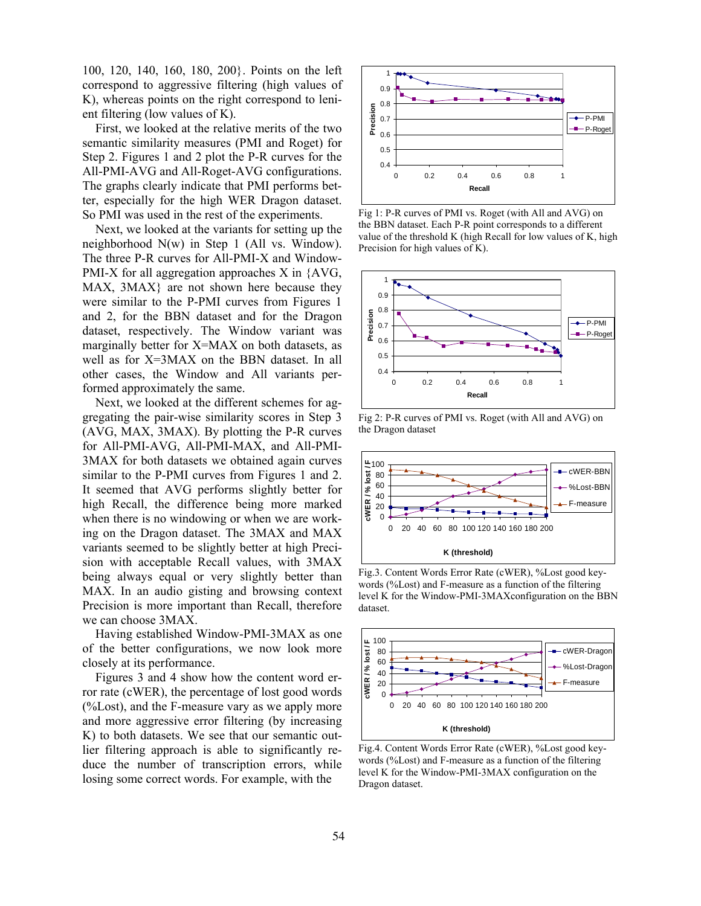100, 120, 140, 160, 180, 200}. Points on the left correspond to aggressive filtering (high values of K), whereas points on the right correspond to lenient filtering (low values of K).

First, we looked at the relative merits of the two semantic similarity measures (PMI and Roget) for Step 2. Figures 1 and 2 plot the P-R curves for the All-PMI-AVG and All-Roget-AVG configurations. The graphs clearly indicate that PMI performs better, especially for the high WER Dragon dataset. So PMI was used in the rest of the experiments.

Next, we looked at the variants for setting up the neighborhood N(w) in Step 1 (All vs. Window). The three P-R curves for All-PMI-X and Window-PMI-X for all aggregation approaches X in {AVG, MAX, 3MAX} are not shown here because they were similar to the P-PMI curves from Figures 1 and 2, for the BBN dataset and for the Dragon dataset, respectively. The Window variant was marginally better for X=MAX on both datasets, as well as for X=3MAX on the BBN dataset. In all other cases, the Window and All variants performed approximately the same.

Next, we looked at the different schemes for aggregating the pair-wise similarity scores in Step 3 (AVG, MAX, 3MAX). By plotting the P-R curves for All-PMI-AVG, All-PMI-MAX, and All-PMI-3MAX for both datasets we obtained again curves similar to the P-PMI curves from Figures 1 and 2. It seemed that AVG performs slightly better for high Recall, the difference being more marked when there is no windowing or when we are working on the Dragon dataset. The 3MAX and MAX variants seemed to be slightly better at high Precision with acceptable Recall values, with 3MAX being always equal or very slightly better than MAX. In an audio gisting and browsing context Precision is more important than Recall, therefore we can choose 3MAX.

Having established Window-PMI-3MAX as one of the better configurations, we now look more closely at its performance.

Figures 3 and 4 show how the content word error rate (cWER), the percentage of lost good words (%Lost), and the F-measure vary as we apply more and more aggressive error filtering (by increasing K) to both datasets. We see that our semantic outlier filtering approach is able to significantly reduce the number of transcription errors, while losing some correct words. For example, with the

Fig 1: P-R curves of PMI vs. Roget (with All and AVG) on the BBN dataset. Each P-R point corresponds to a different value of the threshold K (high Recall for low values of K, high Precision for high values of K).

Fig 2: P-R curves of PMI vs. Roget (with All and AVG) on the Dragon dataset

Fig.3. Content Words Error Rate (cWER), %Lost good keywords (%Lost) and F-measure as a function of the filtering level K for the Window-PMI-3MAXconfiguration on the BBN dataset.

Fig.4. Content Words Error Rate (cWER), %Lost good keywords (%Lost) and F-measure as a function of the filtering level K for the Window-PMI-3MAX configuration on the Dragon dataset.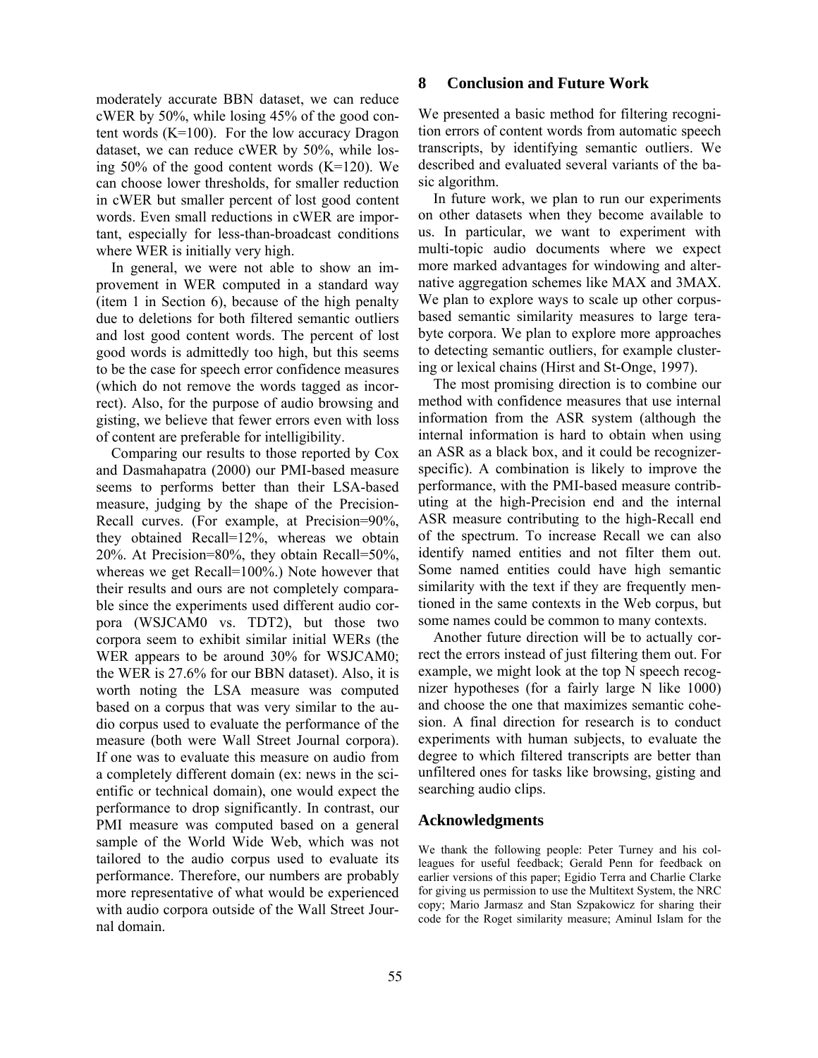moderately accurate BBN dataset, we can reduce cWER by 50%, while losing 45% of the good content words (K=100). For the low accuracy Dragon dataset, we can reduce cWER by 50%, while losing 50% of the good content words (K=120). We can choose lower thresholds, for smaller reduction in cWER but smaller percent of lost good content words. Even small reductions in cWER are important, especially for less-than-broadcast conditions where WER is initially very high.

In general, we were not able to show an improvement in WER computed in a standard way (item 1 in Section 6), because of the high penalty due to deletions for both filtered semantic outliers and lost good content words. The percent of lost good words is admittedly too high, but this seems to be the case for speech error confidence measures (which do not remove the words tagged as incorrect). Also, for the purpose of audio browsing and gisting, we believe that fewer errors even with loss of content are preferable for intelligibility.

Comparing our results to those reported by Cox and Dasmahapatra (2000) our PMI-based measure seems to performs better than their LSA-based measure, judging by the shape of the Precision-Recall curves. (For example, at Precision=90%, they obtained Recall=12%, whereas we obtain 20%. At Precision=80%, they obtain Recall=50%, whereas we get Recall=100%.) Note however that their results and ours are not completely comparable since the experiments used different audio corpora (WSJCAM0 vs. TDT2), but those two corpora seem to exhibit similar initial WERs (the WER appears to be around 30% for WSJCAM0; the WER is 27.6% for our BBN dataset). Also, it is worth noting the LSA measure was computed based on a corpus that was very similar to the audio corpus used to evaluate the performance of the measure (both were Wall Street Journal corpora). If one was to evaluate this measure on audio from a completely different domain (ex: news in the scientific or technical domain), one would expect the performance to drop significantly. In contrast, our PMI measure was computed based on a general sample of the World Wide Web, which was not tailored to the audio corpus used to evaluate its performance. Therefore, our numbers are probably more representative of what would be experienced with audio corpora outside of the Wall Street Journal domain.

## 8 Conclusion and Future Work

We presented a basic method for filtering recognition errors of content words from automatic speech transcripts, by identifying semantic outliers. We described and evaluated several variants of the basic algorithm.

In future work, we plan to run our experiments on other datasets when they become available to us. In particular, we want to experiment with multi-topic audio documents where we expect more marked advantages for windowing and alternative aggregation schemes like MAX and 3MAX. We plan to explore ways to scale up other corpus-based semantic similarity measures to large terabyte corpora. We plan to explore more approaches to detecting semantic outliers, for example clustering or lexical chains (Hirst and St-Onge, 1997).

The most promising direction is to combine our method with confidence measures that use internal information from the ASR system (although the internal information is hard to obtain when using an ASR as a black box, and it could be recognizer-specific). A combination is likely to improve the performance, with the PMI-based measure contributing at the high-Precision end and the internal ASR measure contributing to the high-Recall end of the spectrum. To increase Recall we can also identify named entities and not filter them out. Some named entities could have high semantic similarity with the text if they are frequently mentioned in the same contexts in the Web corpus, but some names could be common to many contexts.

Another future direction will be to actually correct the errors instead of just filtering them out. For example, we might look at the top N speech recognizer hypotheses (for a fairly large N like 1000) and choose the one that maximizes semantic cohesion. A final direction for research is to conduct experiments with human subjects, to evaluate the degree to which filtered transcripts are better than unfiltered ones for tasks like browsing, gisting and searching audio clips.

## Acknowledgments

We thank the following people: Peter Turney and his colleagues for useful feedback; Gerald Penn for feedback on earlier versions of this paper; Egidio Terra and Charlie Clarke for giving us permission to use the Multitext System, the NRC copy; Mario Jarmasz and Stan Szpakowicz for sharing their code for the Roget similarity measure; Aminul Islam for the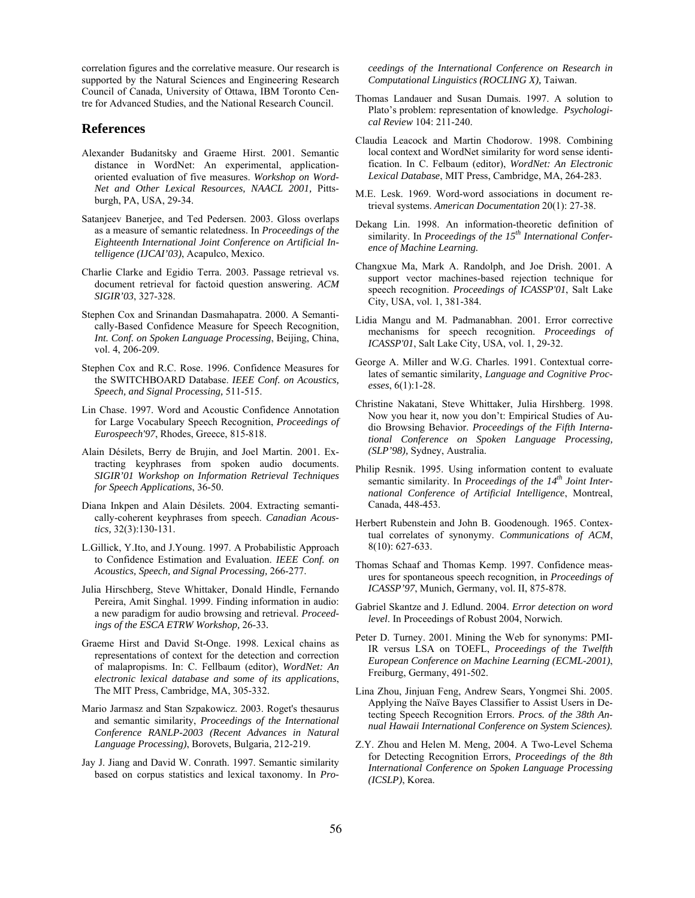correlation figures and the correlative measure. Our research is supported by the Natural Sciences and Engineering Research Council of Canada, University of Ottawa, IBM Toronto Centre for Advanced Studies, and the National Research Council.

## References

Alexander Budanitsky and Graeme Hirst. 2001. Semantic distance in WordNet: An experimental, application-oriented evaluation of five measures. *Workshop on WordNet and Other Lexical Resources, NAACL 2001,* Pittsburgh, PA, USA, 29-34.

Satanjeev Banerjee, and Ted Pedersen. 2003. Gloss overlaps as a measure of semantic relatedness. In *Proceedings of the Eighteenth International Joint Conference on Artificial Intelligence (IJCAI'03)*, Acapulco, Mexico.

Charlie Clarke and Egidio Terra. 2003. Passage retrieval vs. document retrieval for factoid question answering. *ACM SIGIR'03*, 327-328.

Stephen Cox and Srinandan Dasmahapatra. 2000. A Semantically-Based Confidence Measure for Speech Recognition, *Int. Conf. on Spoken Language Processing*, Beijing, China, vol. 4, 206-209.

Stephen Cox and R.C. Rose. 1996. Confidence Measures for the SWITCHBOARD Database. *IEEE Conf. on Acoustics, Speech, and Signal Processing,* 511-515.

Lin Chase. 1997. Word and Acoustic Confidence Annotation for Large Vocabulary Speech Recognition, *Proceedings of Eurospeech'97*, Rhodes, Greece, 815-818.

Alain Désilets, Berry de Brujin, and Joel Martin. 2001. Extracting keyphrases from spoken audio documents. *SIGIR'01 Workshop on Information Retrieval Techniques for Speech Applications*, 36-50.

Diana Inkpen and Alain Désilets. 2004. Extracting semantically-coherent keyphrases from speech. *Canadian Acoustics,* 32(3):130-131.

L.Gillick, Y.Ito, and J.Young. 1997. A Probabilistic Approach to Confidence Estimation and Evaluation. *IEEE Conf. on Acoustics, Speech, and Signal Processing,* 266-277.

Julia Hirschberg, Steve Whittaker, Donald Hindle, Fernando Pereira, Amit Singhal. 1999. Finding information in audio: a new paradigm for audio browsing and retrieval. *Proceedings of the ESCA ETRW Workshop,* 26-33.

Graeme Hirst and David St-Onge. 1998. Lexical chains as representations of context for the detection and correction of malapropisms. In: C. Fellbaum (editor), *WordNet: An electronic lexical database and some of its applications*, The MIT Press, Cambridge, MA, 305-332.

Mario Jarmasz and Stan Szpakowicz. 2003. Roget's thesaurus and semantic similarity, *Proceedings of the International Conference RANLP-2003 (Recent Advances in Natural Language Processing)*, Borovets, Bulgaria, 212-219.

Jay J. Jiang and David W. Conrath. 1997. Semantic similarity based on corpus statistics and lexical taxonomy. In *Proceedings of the International Conference on Research in Computational Linguistics (ROCLING X),* Taiwan.

Thomas Landauer and Susan Dumais. 1997. A solution to Plato's problem: representation of knowledge. *Psychological Review* 104: 211-240.

Claudia Leacock and Martin Chodorow. 1998. Combining local context and WordNet similarity for word sense identification. In C. Felbaum (editor), *WordNet: An Electronic Lexical Database*, MIT Press, Cambridge, MA, 264-283.

M.E. Lesk. 1969. Word-word associations in document retrieval systems. *American Documentation* 20(1): 27-38.

Dekang Lin. 1998. An information-theoretic definition of similarity. In *Proceedings of the 15th International Conference of Machine Learning.*

Changxue Ma, Mark A. Randolph, and Joe Drish. 2001. A support vector machines-based rejection technique for speech recognition. *Proceedings of ICASSP'01*, Salt Lake City, USA, vol. 1, 381-384.

Lidia Mangu and M. Padmanabhan. 2001. Error corrective mechanisms for speech recognition. *Proceedings of ICASSP'01*, Salt Lake City, USA, vol. 1, 29-32.

George A. Miller and W.G. Charles. 1991. Contextual correlates of semantic similarity, *Language and Cognitive Processes*, 6(1):1-28.

Christine Nakatani, Steve Whittaker, Julia Hirshberg. 1998. Now you hear it, now you don't: Empirical Studies of Audio Browsing Behavior. *Proceedings of the Fifth International Conference on Spoken Language Processing, (SLP'98),* Sydney, Australia.

Philip Resnik. 1995. Using information content to evaluate semantic similarity. In *Proceedings of the 14th Joint International Conference of Artificial Intelligence*, Montreal, Canada, 448-453.

Herbert Rubenstein and John B. Goodenough. 1965. Contextual correlates of synonymy. *Communications of ACM*, 8(10): 627-633.

Thomas Schaaf and Thomas Kemp. 1997. Confidence measures for spontaneous speech recognition, in *Proceedings of ICASSP'97*, Munich, Germany, vol. II, 875-878.

Gabriel Skantze and J. Edlund. 2004. *Error detection on word level*. In Proceedings of Robust 2004, Norwich.

Peter D. Turney. 2001. Mining the Web for synonyms: PMI-IR versus LSA on TOEFL, *Proceedings of the Twelfth European Conference on Machine Learning (ECML-2001)*, Freiburg, Germany, 491-502.

Lina Zhou, Jinjuan Feng, Andrew Sears, Yongmei Shi. 2005. Applying the Naïve Bayes Classifier to Assist Users in Detecting Speech Recognition Errors. *Procs. of the 38th Annual Hawaii International Conference on System Sciences).*

Z.Y. Zhou and Helen M. Meng, 2004. A Two-Level Schema for Detecting Recognition Errors, *Proceedings of the 8th International Conference on Spoken Language Processing (ICSLP)*, Korea.